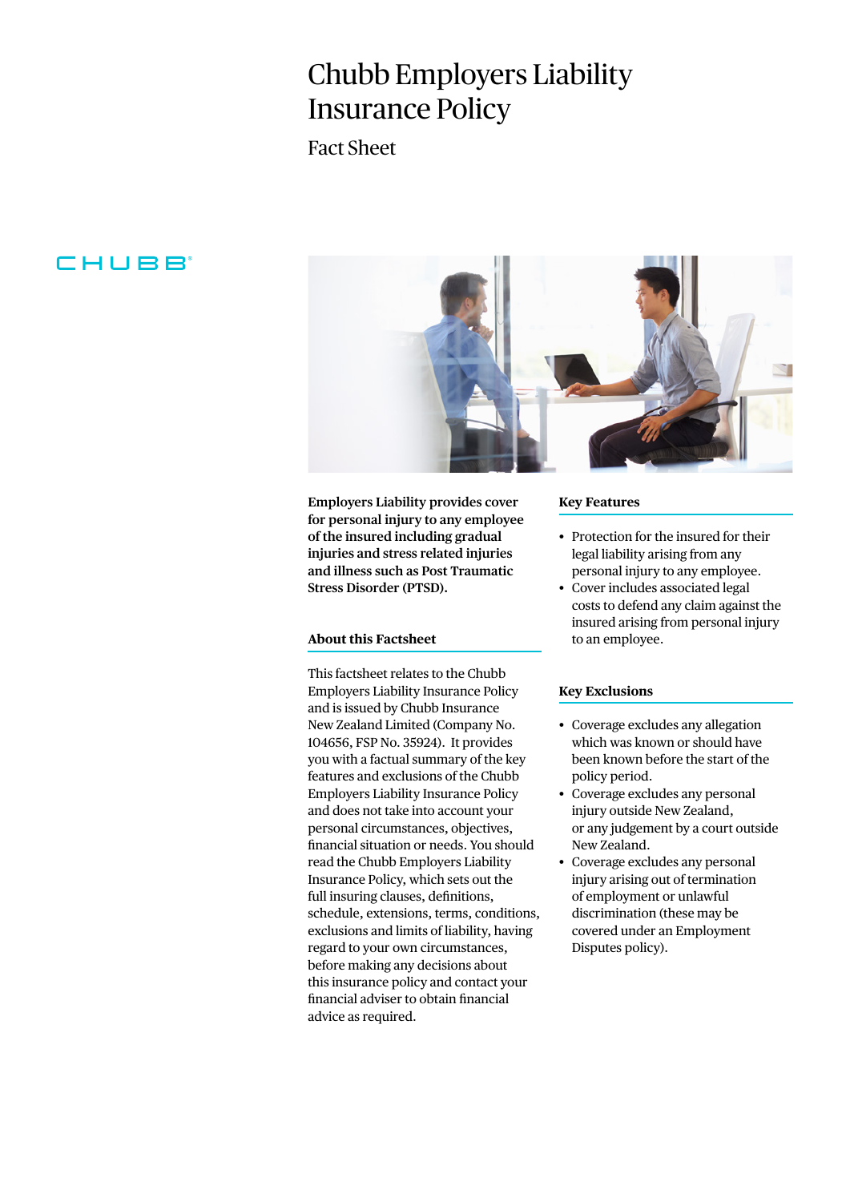# Chubb Employers Liability Insurance Policy

Fact Sheet

CHUBB

**Employers Liability provides cover for personal injury to any employee of the insured including gradual injuries and stress related injuries and illness such as Post Traumatic Stress Disorder (PTSD).**

### About this Factsheet

This factsheet relates to the Chubb Employers Liability Insurance Policy and is issued by Chubb Insurance New Zealand Limited (Company No. 104656, FSP No. 35924). It provides you with a factual summary of the key features and exclusions of the Chubb Employers Liability Insurance Policy and does not take into account your personal circumstances, objectives, financial situation or needs. You should read the Chubb Employers Liability Insurance Policy, which sets out the full insuring clauses, definitions, schedule, extensions, terms, conditions, exclusions and limits of liability, having regard to your own circumstances, before making any decisions about this insurance policy and contact your financial adviser to obtain financial advice as required.

### Key Features

- Protection for the insured for their legal liability arising from any personal injury to any employee.
- Cover includes associated legal costs to defend any claim against the insured arising from personal injury to an employee.

### Key Exclusions

- Coverage excludes any allegation which was known or should have been known before the start of the policy period.
- Coverage excludes any personal injury outside New Zealand, or any judgement by a court outside New Zealand.
- Coverage excludes any personal injury arising out of termination of employment or unlawful discrimination (these may be covered under an Employment Disputes policy).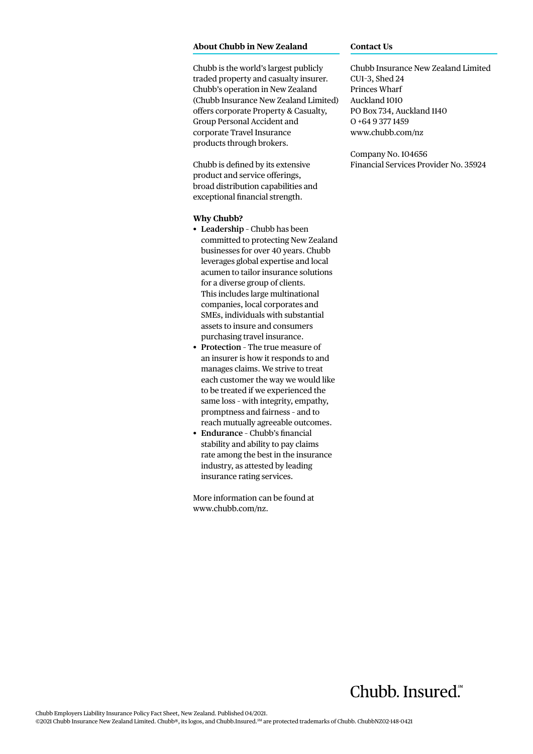## About Chubb in New Zealand

Chubb is the world's largest publicly traded property and casualty insurer. Chubb's operation in New Zealand (Chubb Insurance New Zealand Limited) offers corporate Property & Casualty, Group Personal Accident and corporate Travel Insurance products through brokers.

Chubb is defined by its extensive product and service offerings, broad distribution capabilities and exceptional financial strength.

**Why Chubb?**

- **Leadership** – Chubb has been committed to protecting New Zealand businesses for over 40 years. Chubb leverages global expertise and local acumen to tailor insurance solutions for a diverse group of clients. This includes large multinational companies, local corporates and SMEs, individuals with substantial assets to insure and consumers purchasing travel insurance.
- **Protection** – The true measure of an insurer is how it responds to and manages claims. We strive to treat each customer the way we would like to be treated if we experienced the same loss – with integrity, empathy, promptness and fairness – and to reach mutually agreeable outcomes.
- **Endurance** – Chubb's financial stability and ability to pay claims rate among the best in the insurance industry, as attested by leading insurance rating services.

More information can be found at www.chubb.com/nz.

## Contact Us

Chubb Insurance New Zealand Limited
CU1-3, Shed 24
Princes Wharf
Auckland 1010
PO Box 734, Auckland 1140
O +64 9 377 1459
www.chubb.com/nz

Company No. 104656
Financial Services Provider No. 35924

Chubb. Insured.℠

Chubb Employers Liability Insurance Policy Fact Sheet, New Zealand. Published 04/2021.
©2021 Chubb Insurance New Zealand Limited. Chubb®, its logos, and Chubb.Insured.℠ are protected trademarks of Chubb. ChubbNZ02-148-0421